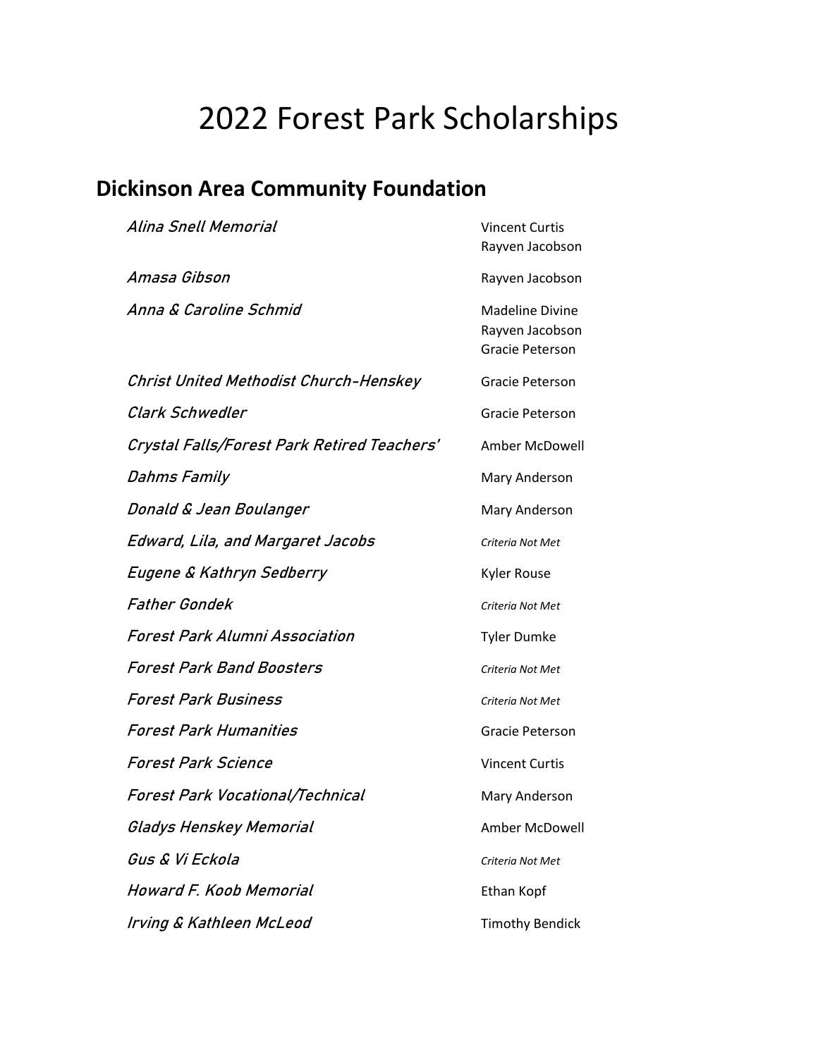# 2022 Forest Park Scholarships

## Dickinson Area Community Foundation

| Scholarship | Recipient(s) |
|---|---|
| *Alina Snell Memorial* | Vincent Curtis<br>Rayven Jacobson |
| *Amasa Gibson* | Rayven Jacobson |
| *Anna & Caroline Schmid* | Madeline Divine<br>Rayven Jacobson<br>Gracie Peterson |
| *Christ United Methodist Church-Henskey* | Gracie Peterson |
| *Clark Schwedler* | Gracie Peterson |
| *Crystal Falls/Forest Park Retired Teachers'* | Amber McDowell |
| *Dahms Family* | Mary Anderson |
| *Donald & Jean Boulanger* | Mary Anderson |
| *Edward, Lila, and Margaret Jacobs* | *Criteria Not Met* |
| *Eugene & Kathryn Sedberry* | Kyler Rouse |
| *Father Gondek* | *Criteria Not Met* |
| *Forest Park Alumni Association* | Tyler Dumke |
| *Forest Park Band Boosters* | *Criteria Not Met* |
| *Forest Park Business* | *Criteria Not Met* |
| *Forest Park Humanities* | Gracie Peterson |
| *Forest Park Science* | Vincent Curtis |
| *Forest Park Vocational/Technical* | Mary Anderson |
| *Gladys Henskey Memorial* | Amber McDowell |
| *Gus & Vi Eckola* | *Criteria Not Met* |
| *Howard F. Koob Memorial* | Ethan Kopf |
| *Irving & Kathleen McLeod* | Timothy Bendick |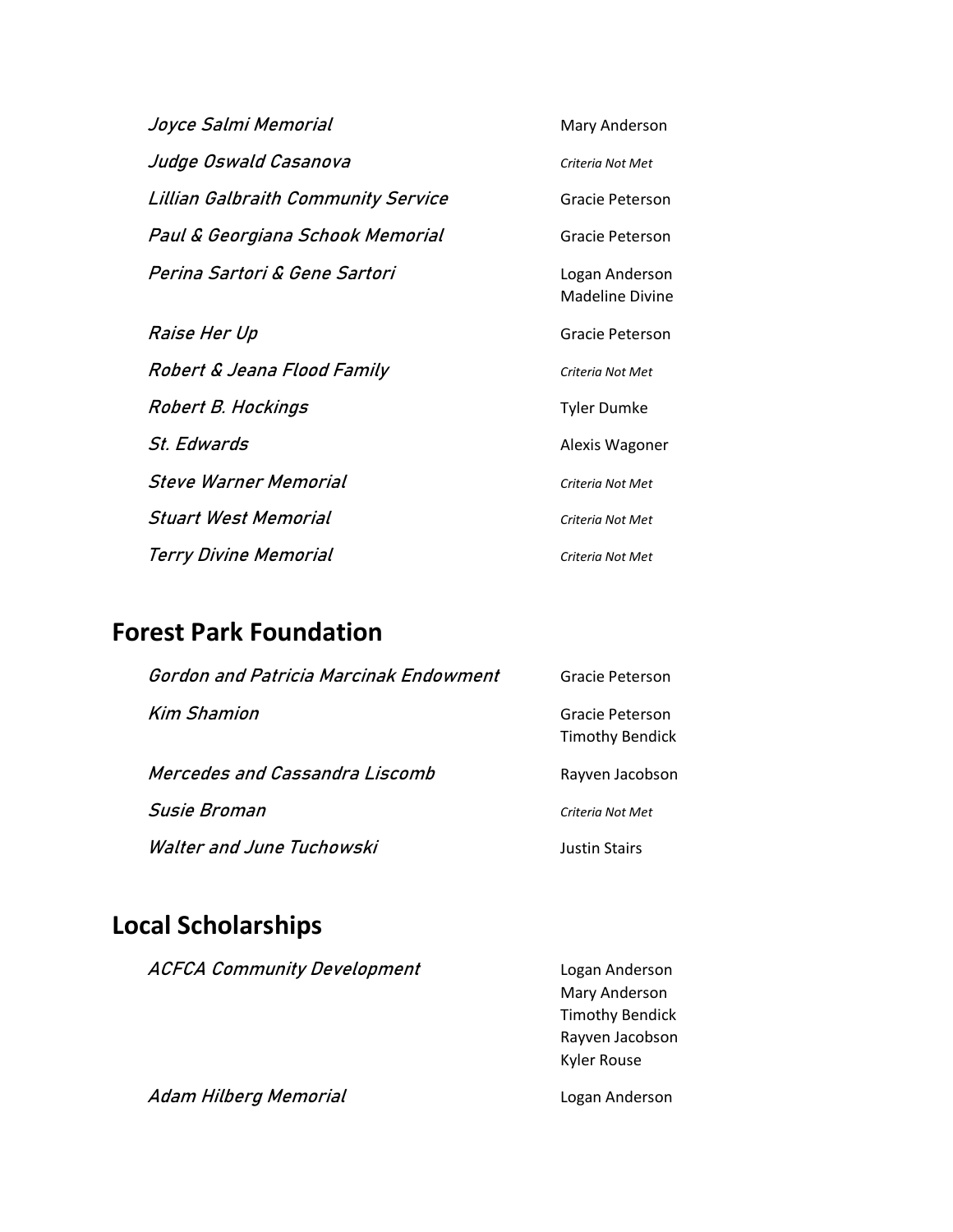| Scholarship | Recipient(s) |
| --- | --- |
| *Joyce Salmi Memorial* | Mary Anderson |
| *Judge Oswald Casanova* | *Criteria Not Met* |
| *Lillian Galbraith Community Service* | Gracie Peterson |
| *Paul & Georgiana Schook Memorial* | Gracie Peterson |
| *Perina Sartori & Gene Sartori* | Logan Anderson<br>Madeline Divine |
| *Raise Her Up* | Gracie Peterson |
| *Robert & Jeana Flood Family* | *Criteria Not Met* |
| *Robert B. Hockings* | Tyler Dumke |
| *St. Edwards* | Alexis Wagoner |
| *Steve Warner Memorial* | *Criteria Not Met* |
| *Stuart West Memorial* | *Criteria Not Met* |
| *Terry Divine Memorial* | *Criteria Not Met* |

## Forest Park Foundation

| Scholarship | Recipient(s) |
| --- | --- |
| *Gordon and Patricia Marcinak Endowment* | Gracie Peterson |
| *Kim Shamion* | Gracie Peterson<br>Timothy Bendick |
| *Mercedes and Cassandra Liscomb* | Rayven Jacobson |
| *Susie Broman* | *Criteria Not Met* |
| *Walter and June Tuchowski* | Justin Stairs |

## Local Scholarships

| Scholarship | Recipient(s) |
| --- | --- |
| *ACFCA Community Development* | Logan Anderson<br>Mary Anderson<br>Timothy Bendick<br>Rayven Jacobson<br>Kyler Rouse |
| *Adam Hilberg Memorial* | Logan Anderson |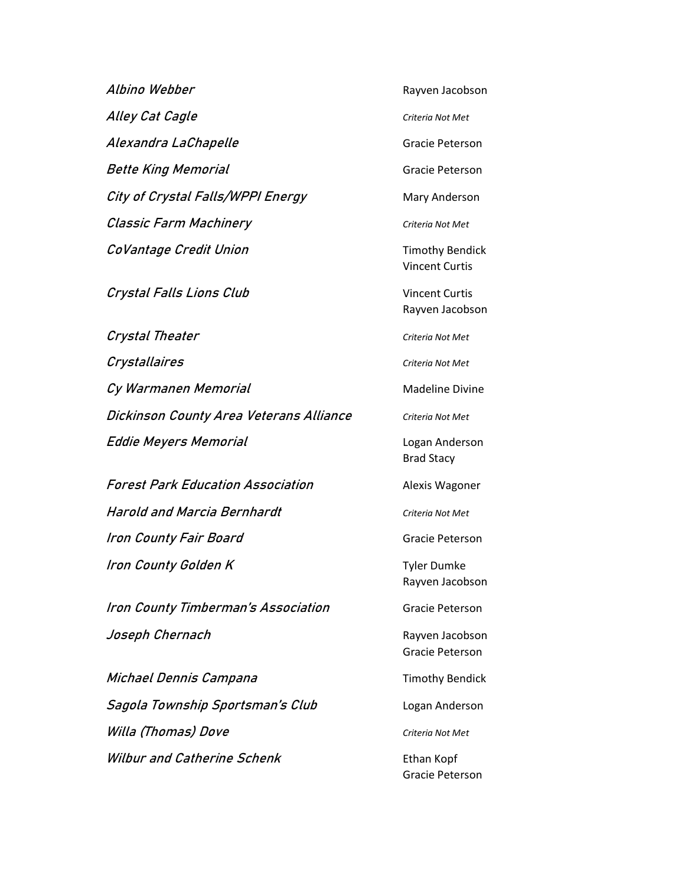| | |
|---|---|
| *Albino Webber* | Rayven Jacobson |
| *Alley Cat Cagle* | *Criteria Not Met* |
| *Alexandra LaChapelle* | Gracie Peterson |
| *Bette King Memorial* | Gracie Peterson |
| *City of Crystal Falls/WPPI Energy* | Mary Anderson |
| *Classic Farm Machinery* | *Criteria Not Met* |
| *CoVantage Credit Union* | Timothy Bendick<br>Vincent Curtis |
| *Crystal Falls Lions Club* | Vincent Curtis<br>Rayven Jacobson |
| *Crystal Theater* | *Criteria Not Met* |
| *Crystallaires* | *Criteria Not Met* |
| *Cy Warmanen Memorial* | Madeline Divine |
| *Dickinson County Area Veterans Alliance* | *Criteria Not Met* |
| *Eddie Meyers Memorial* | Logan Anderson<br>Brad Stacy |
| *Forest Park Education Association* | Alexis Wagoner |
| *Harold and Marcia Bernhardt* | *Criteria Not Met* |
| *Iron County Fair Board* | Gracie Peterson |
| *Iron County Golden K* | Tyler Dumke<br>Rayven Jacobson |
| *Iron County Timberman's Association* | Gracie Peterson |
| *Joseph Chernach* | Rayven Jacobson<br>Gracie Peterson |
| *Michael Dennis Campana* | Timothy Bendick |
| *Sagola Township Sportsman's Club* | Logan Anderson |
| *Willa (Thomas) Dove* | *Criteria Not Met* |
| *Wilbur and Catherine Schenk* | Ethan Kopf<br>Gracie Peterson |